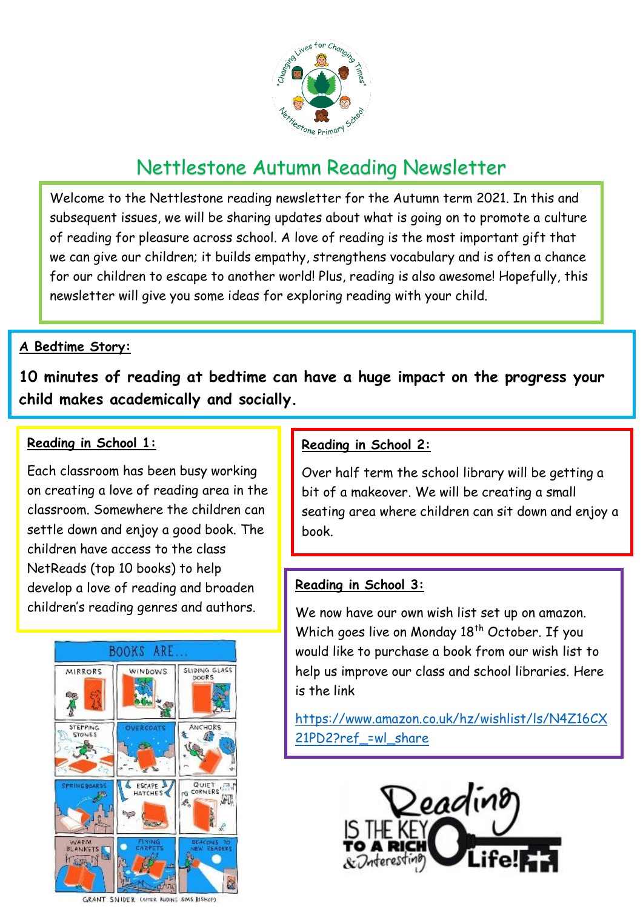# Nettlestone Autumn Reading Newsletter

Welcome to the Nettlestone reading newsletter for the Autumn term 2021. In this and subsequent issues, we will be sharing updates about what is going on to promote a culture of reading for pleasure across school. A love of reading is the most important gift that we can give our children; it builds empathy, strengthens vocabulary and is often a chance for our children to escape to another world! Plus, reading is also awesome! Hopefully, this newsletter will give you some ideas for exploring reading with your child.

**A Bedtime Story:**

**10 minutes of reading at bedtime can have a huge impact on the progress your child makes academically and socially.**

**Reading in School 1:**

Each classroom has been busy working on creating a love of reading area in the classroom. Somewhere the children can settle down and enjoy a good book. The children have access to the class NetReads (top 10 books) to help develop a love of reading and broaden children's reading genres and authors.

**Reading in School 2:**

Over half term the school library will be getting a bit of a makeover. We will be creating a small seating area where children can sit down and enjoy a book.

**Reading in School 3:**

We now have our own wish list set up on amazon. Which goes live on Monday 18th October. If you would like to purchase a book from our wish list to help us improve our class and school libraries. Here is the link

https://www.amazon.co.uk/hz/wishlist/ls/N4Z16CX21PD2?ref_=wl_share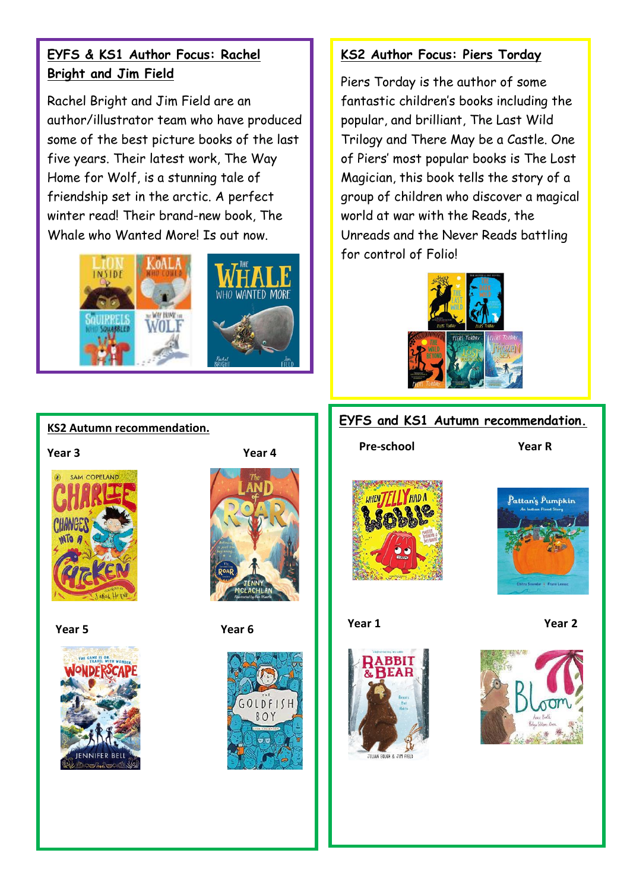## EYFS & KS1 Author Focus: Rachel Bright and Jim Field

Rachel Bright and Jim Field are an author/illustrator team who have produced some of the best picture books of the last five years. Their latest work, The Way Home for Wolf, is a stunning tale of friendship set in the arctic. A perfect winter read! Their brand-new book, The Whale who Wanted More! Is out now.

## KS2 Author Focus: Piers Torday

Piers Torday is the author of some fantastic children's books including the popular, and brilliant, The Last Wild Trilogy and There May be a Castle. One of Piers' most popular books is The Lost Magician, this book tells the story of a group of children who discover a magical world at war with the Reads, the Unreads and the Never Reads battling for control of Folio!

## KS2 Autumn recommendation.

**Year 3**

**Year 4**

**Year 5**

**Year 6**

## EYFS and KS1 Autumn recommendation.

**Pre-school**

**Year R**

**Year 1**

**Year 2**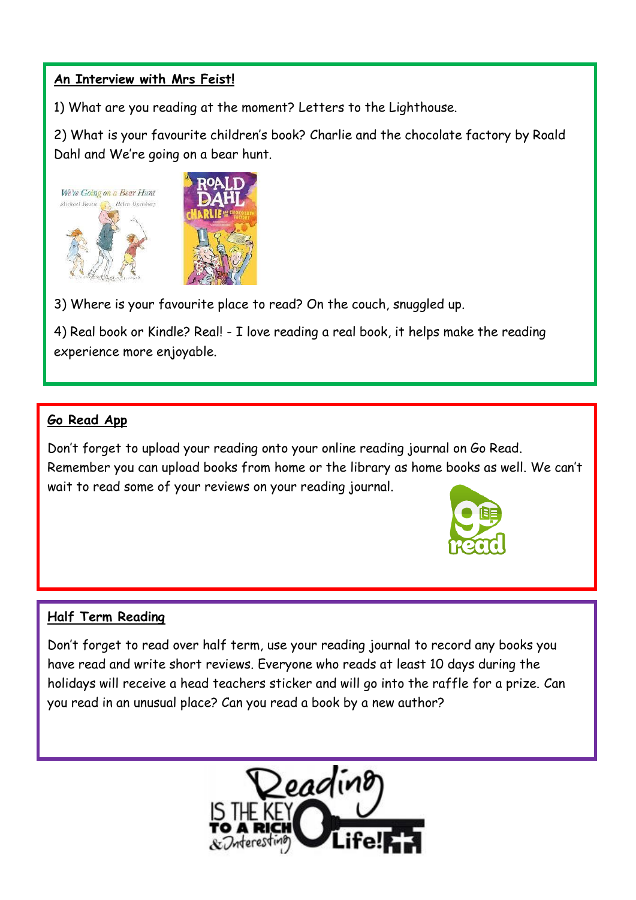## An Interview with Mrs Feist!

1) What are you reading at the moment? Letters to the Lighthouse.

2) What is your favourite children's book? Charlie and the chocolate factory by Roald Dahl and We're going on a bear hunt.

3) Where is your favourite place to read? On the couch, snuggled up.

4) Real book or Kindle? Real! - I love reading a real book, it helps make the reading experience more enjoyable.

## Go Read App

Don't forget to upload your reading onto your online reading journal on Go Read. Remember you can upload books from home or the library as home books as well. We can't wait to read some of your reviews on your reading journal.

## Half Term Reading

Don't forget to read over half term, use your reading journal to record any books you have read and write short reviews. Everyone who reads at least 10 days during the holidays will receive a head teachers sticker and will go into the raffle for a prize. Can you read in an unusual place? Can you read a book by a new author?

Reading IS THE KEY TO A RICH & Interesting Life!